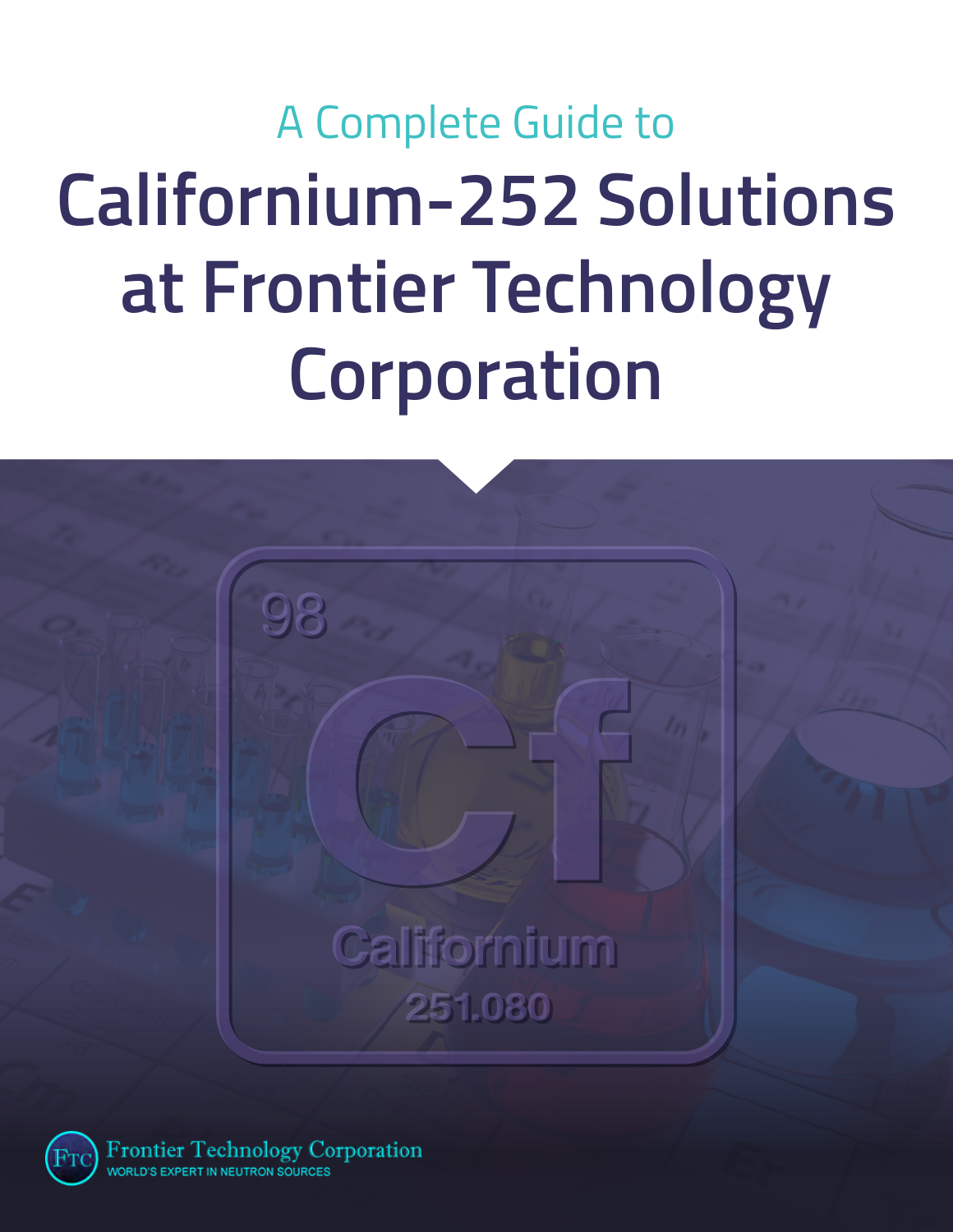A Complete Guide to

# Californium-252 Solutions at Frontier Technology Corporation

98

Cf

Californium

251.080

Frontier Technology Corporation

WORLD'S EXPERT IN NEUTRON SOURCES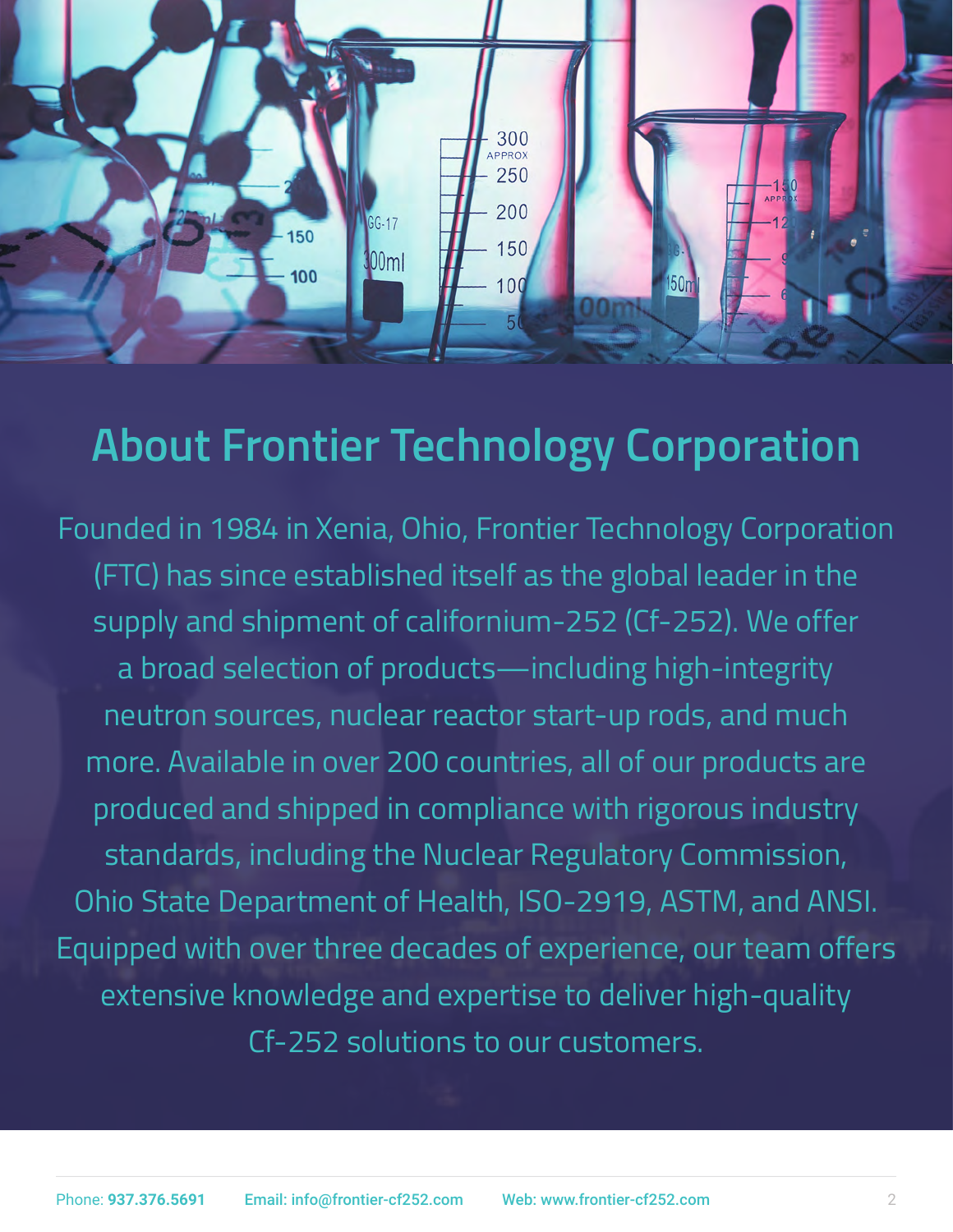# About Frontier Technology Corporation

Founded in 1984 in Xenia, Ohio, Frontier Technology Corporation (FTC) has since established itself as the global leader in the supply and shipment of californium-252 (Cf-252). We offer a broad selection of products—including high-integrity neutron sources, nuclear reactor start-up rods, and much more. Available in over 200 countries, all of our products are produced and shipped in compliance with rigorous industry standards, including the Nuclear Regulatory Commission, Ohio State Department of Health, ISO-2919, ASTM, and ANSI. Equipped with over three decades of experience, our team offers extensive knowledge and expertise to deliver high-quality Cf-252 solutions to our customers.

Phone: **937.376.5691** Email: info@frontier-cf252.com Web: www.frontier-cf252.com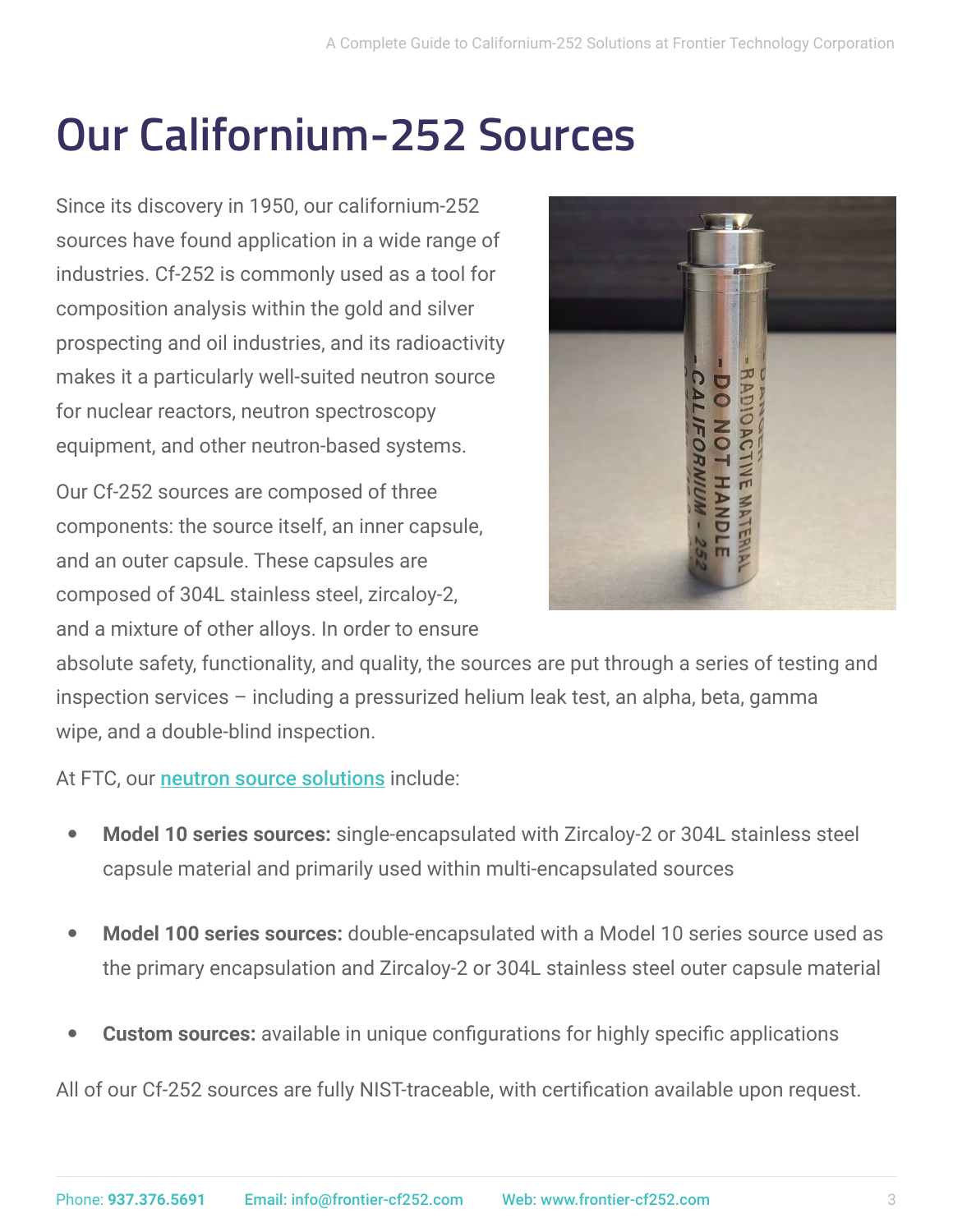# Our Californium-252 Sources

Since its discovery in 1950, our californium-252 sources have found application in a wide range of industries. Cf-252 is commonly used as a tool for composition analysis within the gold and silver prospecting and oil industries, and its radioactivity makes it a particularly well-suited neutron source for nuclear reactors, neutron spectroscopy equipment, and other neutron-based systems.

Our Cf-252 sources are composed of three components: the source itself, an inner capsule, and an outer capsule. These capsules are composed of 304L stainless steel, zircaloy-2, and a mixture of other alloys. In order to ensure absolute safety, functionality, and quality, the sources are put through a series of testing and inspection services – including a pressurized helium leak test, an alpha, beta, gamma wipe, and a double-blind inspection.

At FTC, our neutron source solutions include:

- **Model 10 series sources:** single-encapsulated with Zircaloy-2 or 304L stainless steel capsule material and primarily used within multi-encapsulated sources
- **Model 100 series sources:** double-encapsulated with a Model 10 series source used as the primary encapsulation and Zircaloy-2 or 304L stainless steel outer capsule material
- **Custom sources:** available in unique configurations for highly specific applications

All of our Cf-252 sources are fully NIST-traceable, with certification available upon request.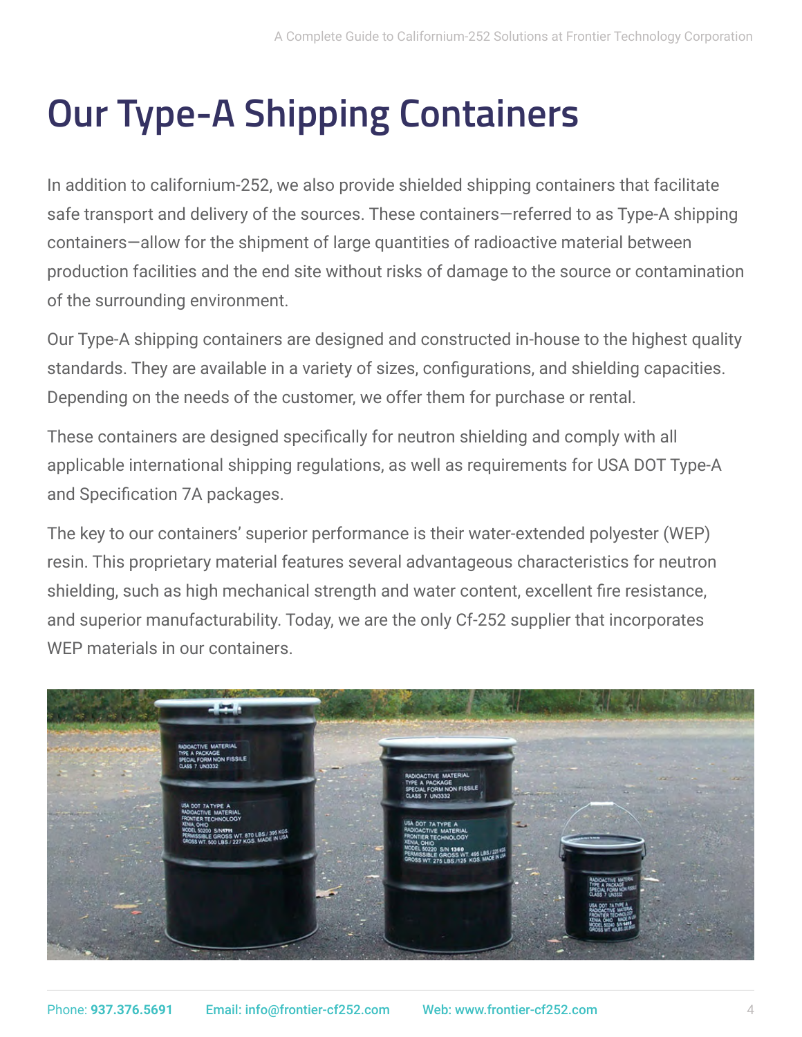# Our Type-A Shipping Containers

In addition to californium-252, we also provide shielded shipping containers that facilitate safe transport and delivery of the sources. These containers—referred to as Type-A shipping containers—allow for the shipment of large quantities of radioactive material between production facilities and the end site without risks of damage to the source or contamination of the surrounding environment.

Our Type-A shipping containers are designed and constructed in-house to the highest quality standards. They are available in a variety of sizes, configurations, and shielding capacities. Depending on the needs of the customer, we offer them for purchase or rental.

These containers are designed specifically for neutron shielding and comply with all applicable international shipping regulations, as well as requirements for USA DOT Type-A and Specification 7A packages.

The key to our containers' superior performance is their water-extended polyester (WEP) resin. This proprietary material features several advantageous characteristics for neutron shielding, such as high mechanical strength and water content, excellent fire resistance, and superior manufacturability. Today, we are the only Cf-252 supplier that incorporates WEP materials in our containers.

Phone: **937.376.5691** **Email: info@frontier-cf252.com** **Web: www.frontier-cf252.com**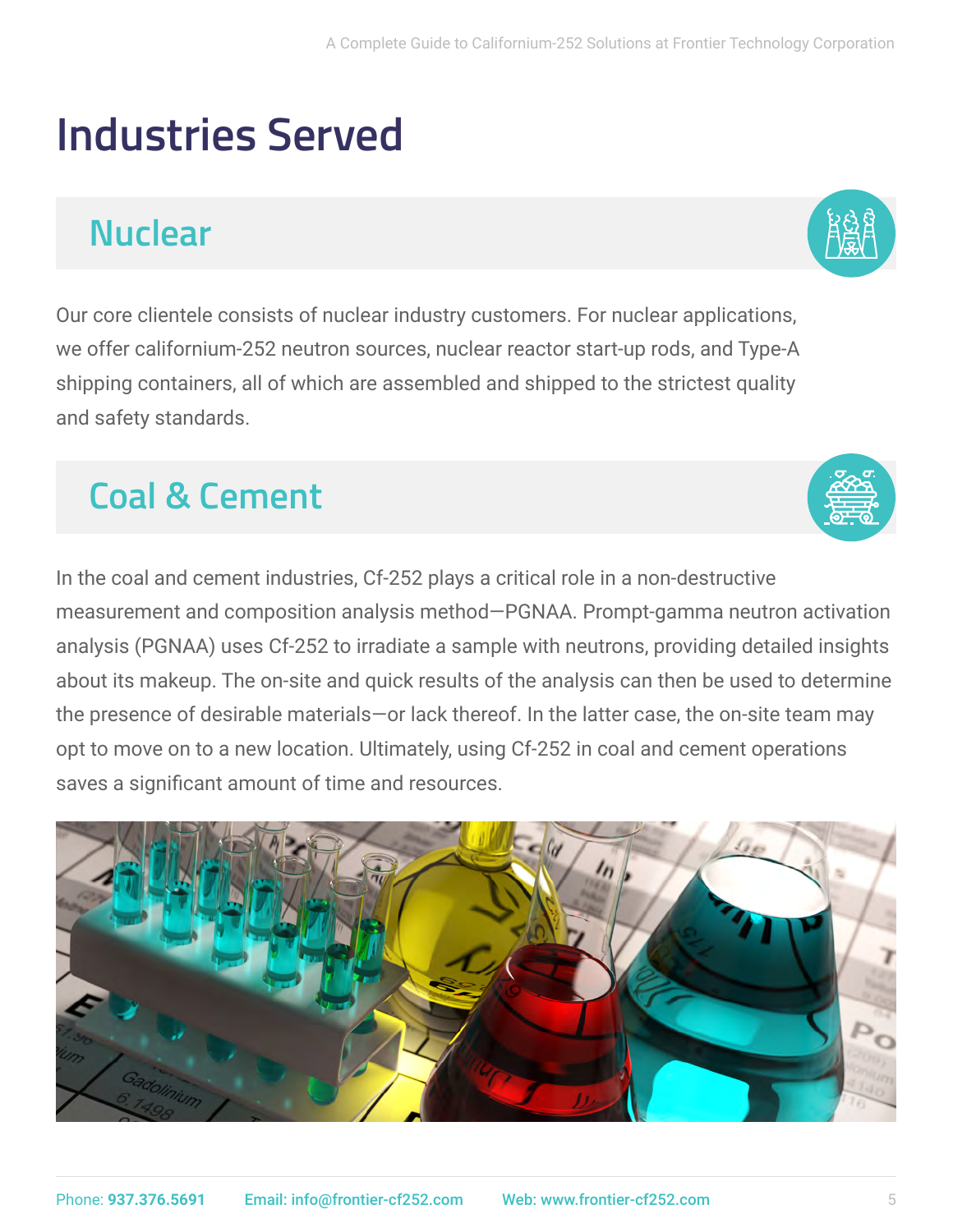# Industries Served

## Nuclear

Our core clientele consists of nuclear industry customers. For nuclear applications, we offer californium-252 neutron sources, nuclear reactor start-up rods, and Type-A shipping containers, all of which are assembled and shipped to the strictest quality and safety standards.

## Coal & Cement

In the coal and cement industries, Cf-252 plays a critical role in a non-destructive measurement and composition analysis method—PGNAA. Prompt-gamma neutron activation analysis (PGNAA) uses Cf-252 to irradiate a sample with neutrons, providing detailed insights about its makeup. The on-site and quick results of the analysis can then be used to determine the presence of desirable materials—or lack thereof. In the latter case, the on-site team may opt to move on to a new location. Ultimately, using Cf-252 in coal and cement operations saves a significant amount of time and resources.

Phone: **937.376.5691** Email: **info@frontier-cf252.com** Web: **www.frontier-cf252.com**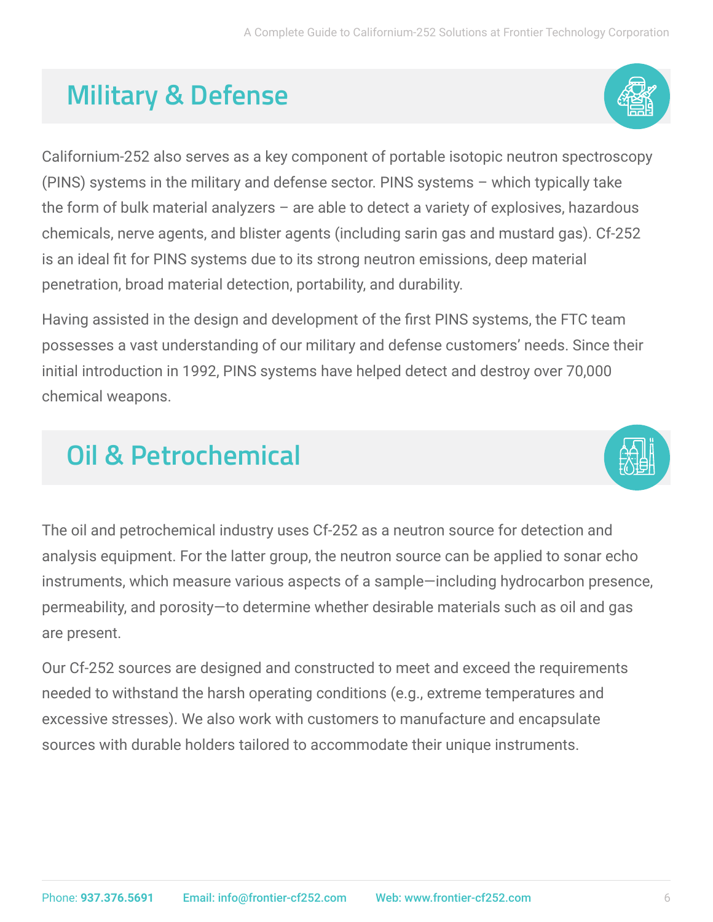## Military & Defense

Californium-252 also serves as a key component of portable isotopic neutron spectroscopy (PINS) systems in the military and defense sector. PINS systems – which typically take the form of bulk material analyzers – are able to detect a variety of explosives, hazardous chemicals, nerve agents, and blister agents (including sarin gas and mustard gas). Cf-252 is an ideal fit for PINS systems due to its strong neutron emissions, deep material penetration, broad material detection, portability, and durability.

Having assisted in the design and development of the first PINS systems, the FTC team possesses a vast understanding of our military and defense customers' needs. Since their initial introduction in 1992, PINS systems have helped detect and destroy over 70,000 chemical weapons.

## Oil & Petrochemical

The oil and petrochemical industry uses Cf-252 as a neutron source for detection and analysis equipment. For the latter group, the neutron source can be applied to sonar echo instruments, which measure various aspects of a sample—including hydrocarbon presence, permeability, and porosity—to determine whether desirable materials such as oil and gas are present.

Our Cf-252 sources are designed and constructed to meet and exceed the requirements needed to withstand the harsh operating conditions (e.g., extreme temperatures and excessive stresses). We also work with customers to manufacture and encapsulate sources with durable holders tailored to accommodate their unique instruments.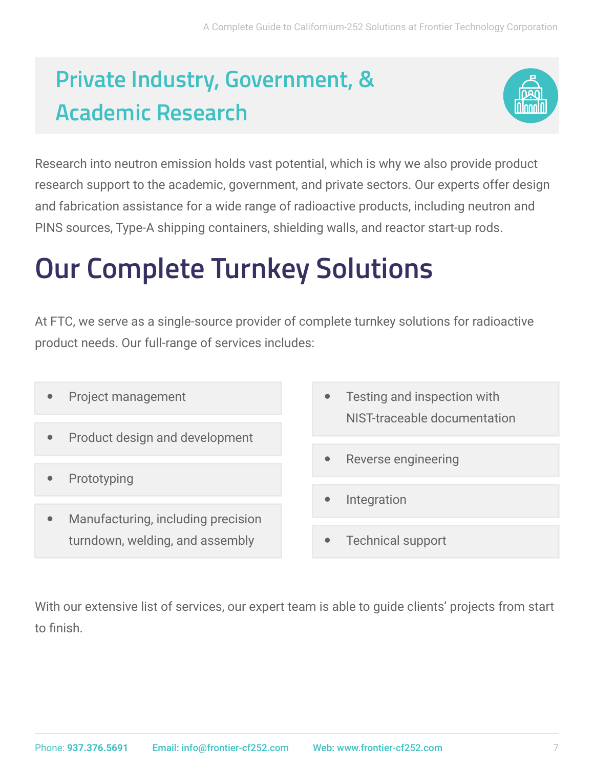## Private Industry, Government, & Academic Research

Research into neutron emission holds vast potential, which is why we also provide product research support to the academic, government, and private sectors. Our experts offer design and fabrication assistance for a wide range of radioactive products, including neutron and PINS sources, Type-A shipping containers, shielding walls, and reactor start-up rods.

# Our Complete Turnkey Solutions

At FTC, we serve as a single-source provider of complete turnkey solutions for radioactive product needs. Our full-range of services includes:

- Project management
- Product design and development
- Prototyping
- Manufacturing, including precision turndown, welding, and assembly
- Testing and inspection with NIST-traceable documentation
- Reverse engineering
- Integration
- Technical support

With our extensive list of services, our expert team is able to guide clients' projects from start to finish.

Phone: 937.376.5691 Email: info@frontier-cf252.com Web: www.frontier-cf252.com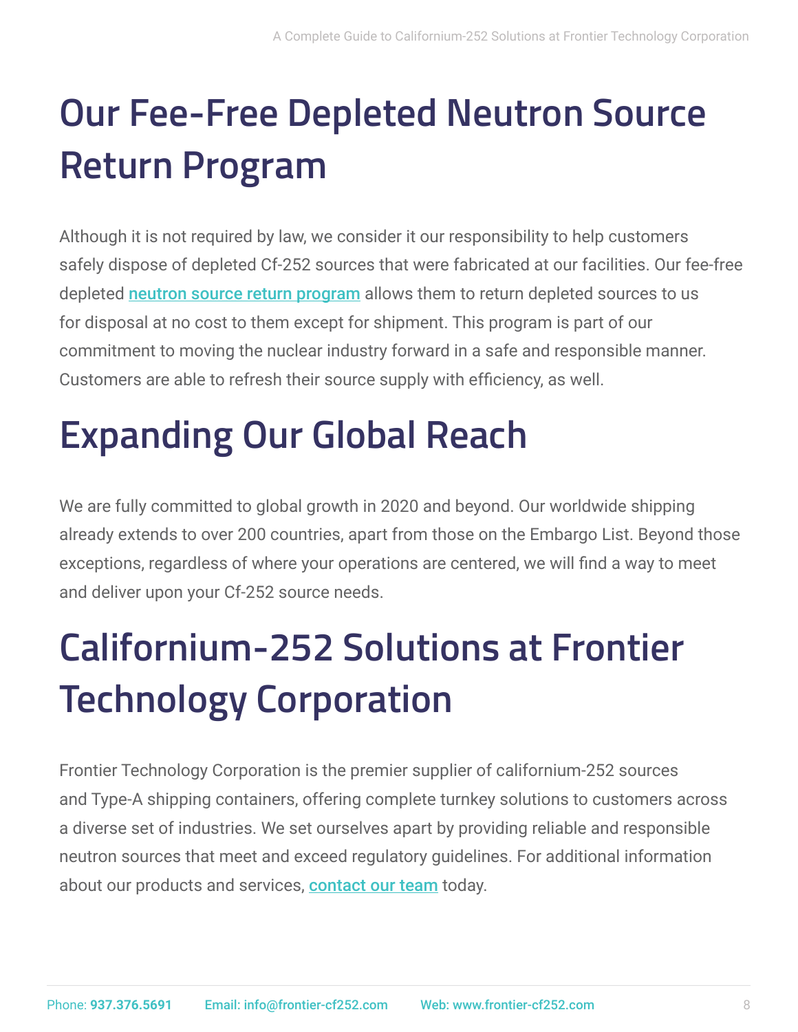# Our Fee-Free Depleted Neutron Source Return Program

Although it is not required by law, we consider it our responsibility to help customers safely dispose of depleted Cf-252 sources that were fabricated at our facilities. Our fee-free depleted neutron source return program allows them to return depleted sources to us for disposal at no cost to them except for shipment. This program is part of our commitment to moving the nuclear industry forward in a safe and responsible manner. Customers are able to refresh their source supply with efficiency, as well.

# Expanding Our Global Reach

We are fully committed to global growth in 2020 and beyond. Our worldwide shipping already extends to over 200 countries, apart from those on the Embargo List. Beyond those exceptions, regardless of where your operations are centered, we will find a way to meet and deliver upon your Cf-252 source needs.

# Californium-252 Solutions at Frontier Technology Corporation

Frontier Technology Corporation is the premier supplier of californium-252 sources and Type-A shipping containers, offering complete turnkey solutions to customers across a diverse set of industries. We set ourselves apart by providing reliable and responsible neutron sources that meet and exceed regulatory guidelines. For additional information about our products and services, contact our team today.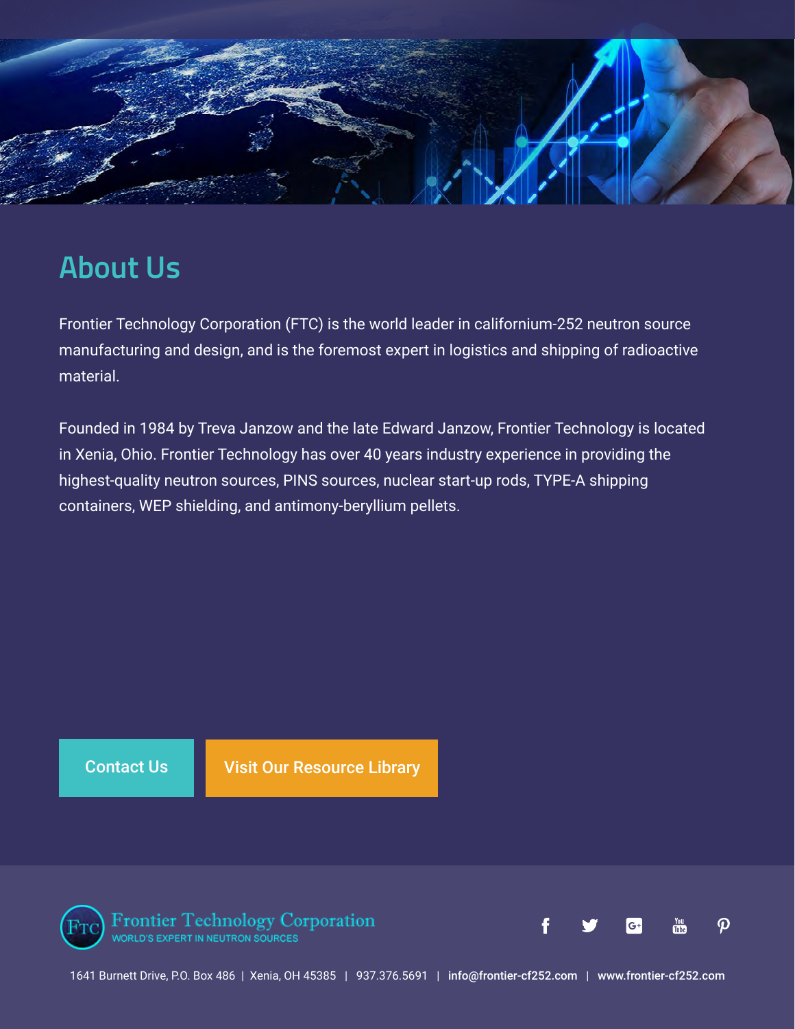## About Us

Frontier Technology Corporation (FTC) is the world leader in californium-252 neutron source manufacturing and design, and is the foremost expert in logistics and shipping of radioactive material.

Founded in 1984 by Treva Janzow and the late Edward Janzow, Frontier Technology is located in Xenia, Ohio. Frontier Technology has over 40 years industry experience in providing the highest-quality neutron sources, PINS sources, nuclear start-up rods, TYPE-A shipping containers, WEP shielding, and antimony-beryllium pellets.

Contact Us

Visit Our Resource Library

Frontier Technology Corporation
WORLD'S EXPERT IN NEUTRON SOURCES

1641 Burnett Drive, P.O. Box 486 | Xenia, OH 45385 | 937.376.5691 | info@frontier-cf252.com | www.frontier-cf252.com